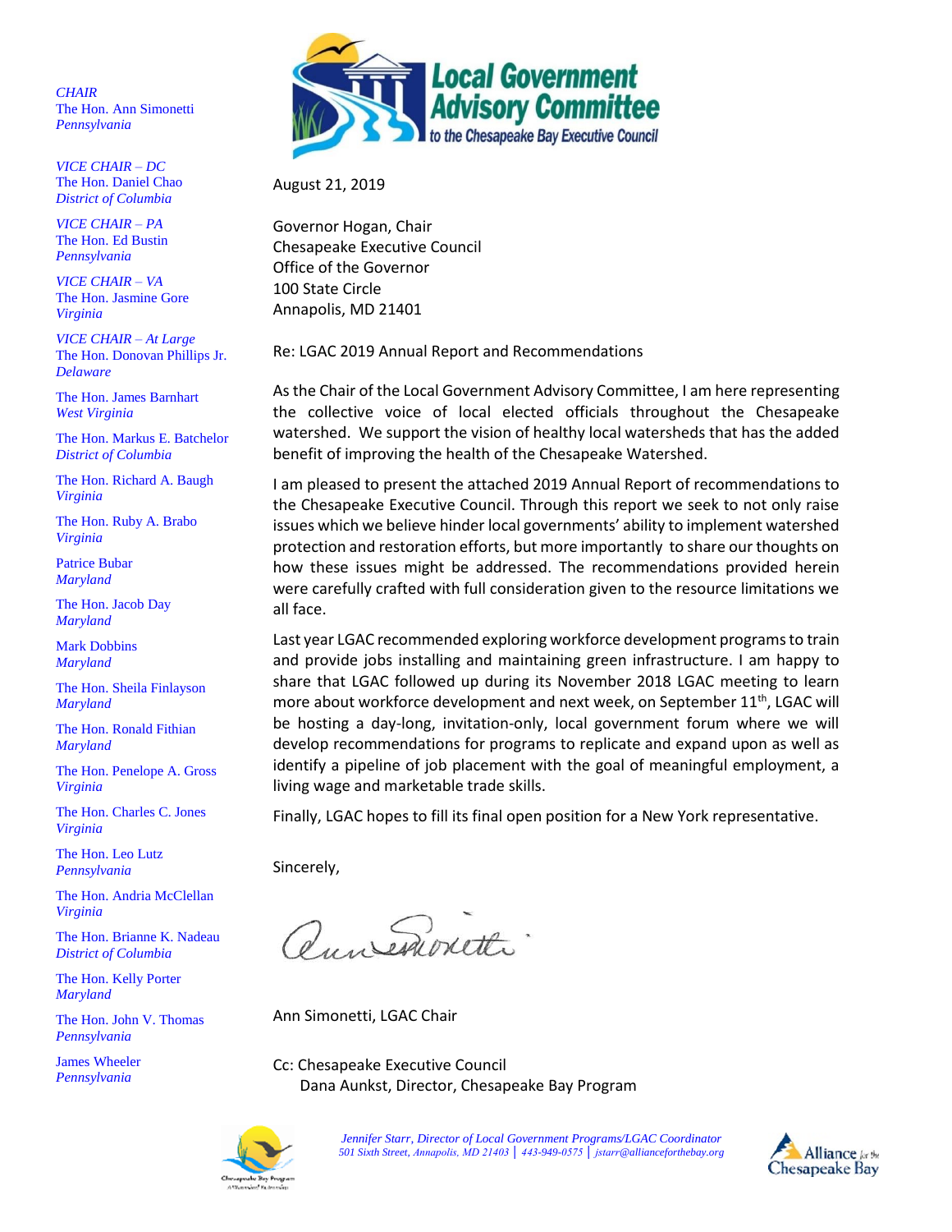# Local Government Advisory Committee
*to the Chesapeake Bay Executive Council*

*CHAIR*
The Hon. Ann Simonetti
*Pennsylvania*

*VICE CHAIR – DC*
The Hon. Daniel Chao
*District of Columbia*

*VICE CHAIR – PA*
The Hon. Ed Bustin
*Pennsylvania*

*VICE CHAIR – VA*
The Hon. Jasmine Gore
*Virginia*

*VICE CHAIR – At Large*
The Hon. Donovan Phillips Jr.
*Delaware*

The Hon. James Barnhart
*West Virginia*

The Hon. Markus E. Batchelor
*District of Columbia*

The Hon. Richard A. Baugh
*Virginia*

The Hon. Ruby A. Brabo
*Virginia*

Patrice Bubar
*Maryland*

The Hon. Jacob Day
*Maryland*

Mark Dobbins
*Maryland*

The Hon. Sheila Finlayson
*Maryland*

The Hon. Ronald Fithian
*Maryland*

The Hon. Penelope A. Gross
*Virginia*

The Hon. Charles C. Jones
*Virginia*

The Hon. Leo Lutz
*Pennsylvania*

The Hon. Andria McClellan
*Virginia*

The Hon. Brianne K. Nadeau
*District of Columbia*

The Hon. Kelly Porter
*Maryland*

The Hon. John V. Thomas
*Pennsylvania*

James Wheeler
*Pennsylvania*

August 21, 2019

Governor Hogan, Chair
Chesapeake Executive Council
Office of the Governor
100 State Circle
Annapolis, MD 21401

Re: LGAC 2019 Annual Report and Recommendations

As the Chair of the Local Government Advisory Committee, I am here representing the collective voice of local elected officials throughout the Chesapeake watershed. We support the vision of healthy local watersheds that has the added benefit of improving the health of the Chesapeake Watershed.

I am pleased to present the attached 2019 Annual Report of recommendations to the Chesapeake Executive Council. Through this report we seek to not only raise issues which we believe hinder local governments' ability to implement watershed protection and restoration efforts, but more importantly to share our thoughts on how these issues might be addressed. The recommendations provided herein were carefully crafted with full consideration given to the resource limitations we all face.

Last year LGAC recommended exploring workforce development programs to train and provide jobs installing and maintaining green infrastructure. I am happy to share that LGAC followed up during its November 2018 LGAC meeting to learn more about workforce development and next week, on September 11th, LGAC will be hosting a day-long, invitation-only, local government forum where we will develop recommendations for programs to replicate and expand upon as well as identify a pipeline of job placement with the goal of meaningful employment, a living wage and marketable trade skills.

Finally, LGAC hopes to fill its final open position for a New York representative.

Sincerely,

Ann Simonetti, LGAC Chair

Cc: Chesapeake Executive Council
Dana Aunkst, Director, Chesapeake Bay Program

*Jennifer Starr, Director of Local Government Programs/LGAC Coordinator*
*501 Sixth Street, Annapolis, MD 21403 | 443-949-0575 | jstarr@allianceforthebay.org*

Alliance for the Chesapeake Bay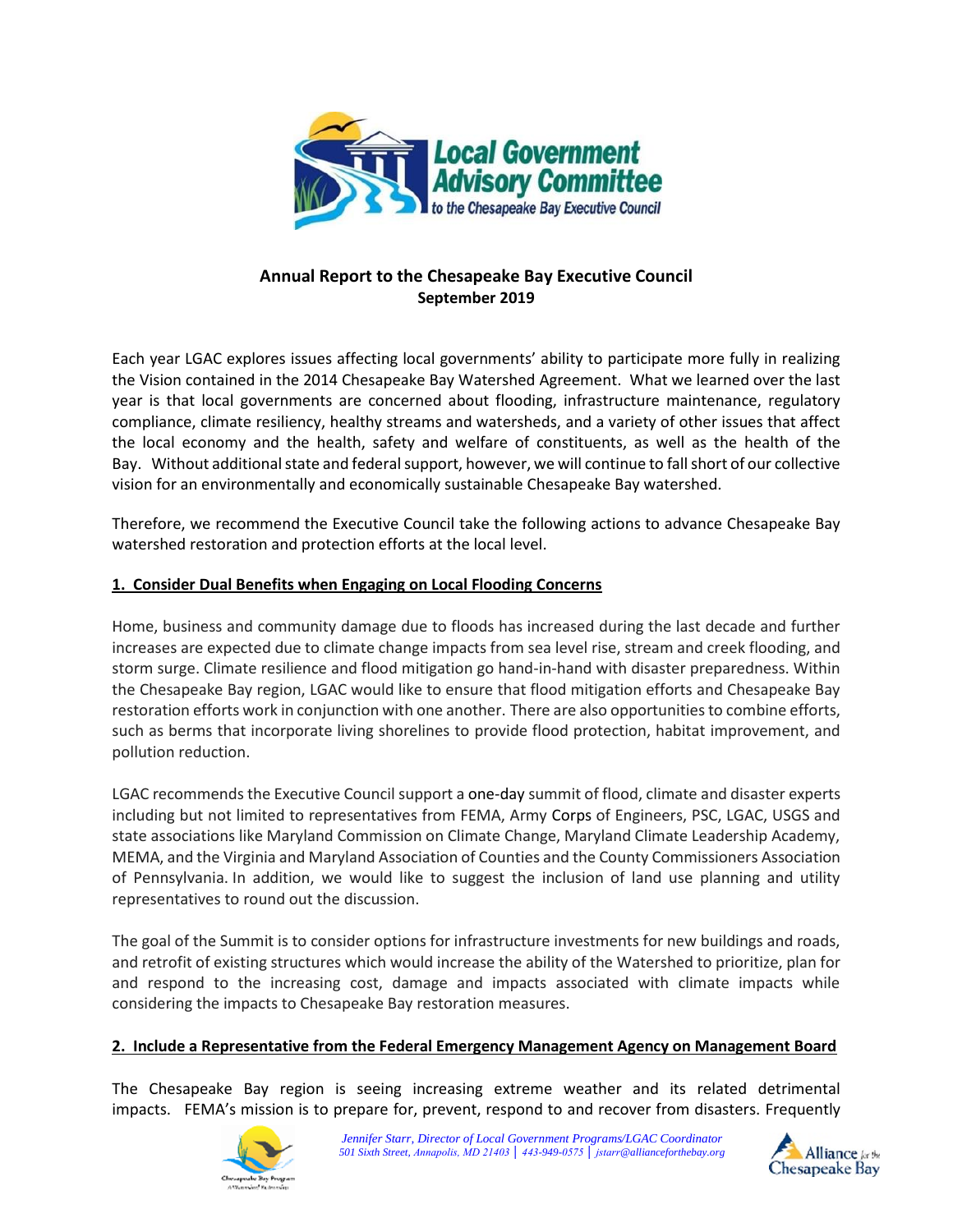**Annual Report to the Chesapeake Bay Executive Council**
**September 2019**

Each year LGAC explores issues affecting local governments' ability to participate more fully in realizing the Vision contained in the 2014 Chesapeake Bay Watershed Agreement. What we learned over the last year is that local governments are concerned about flooding, infrastructure maintenance, regulatory compliance, climate resiliency, healthy streams and watersheds, and a variety of other issues that affect the local economy and the health, safety and welfare of constituents, as well as the health of the Bay. Without additional state and federal support, however, we will continue to fall short of our collective vision for an environmentally and economically sustainable Chesapeake Bay watershed.

Therefore, we recommend the Executive Council take the following actions to advance Chesapeake Bay watershed restoration and protection efforts at the local level.

## 1. Consider Dual Benefits when Engaging on Local Flooding Concerns

Home, business and community damage due to floods has increased during the last decade and further increases are expected due to climate change impacts from sea level rise, stream and creek flooding, and storm surge. Climate resilience and flood mitigation go hand-in-hand with disaster preparedness. Within the Chesapeake Bay region, LGAC would like to ensure that flood mitigation efforts and Chesapeake Bay restoration efforts work in conjunction with one another. There are also opportunities to combine efforts, such as berms that incorporate living shorelines to provide flood protection, habitat improvement, and pollution reduction.

LGAC recommends the Executive Council support a one-day summit of flood, climate and disaster experts including but not limited to representatives from FEMA, Army Corps of Engineers, PSC, LGAC, USGS and state associations like Maryland Commission on Climate Change, Maryland Climate Leadership Academy, MEMA, and the Virginia and Maryland Association of Counties and the County Commissioners Association of Pennsylvania. In addition, we would like to suggest the inclusion of land use planning and utility representatives to round out the discussion.

The goal of the Summit is to consider options for infrastructure investments for new buildings and roads, and retrofit of existing structures which would increase the ability of the Watershed to prioritize, plan for and respond to the increasing cost, damage and impacts associated with climate impacts while considering the impacts to Chesapeake Bay restoration measures.

## 2. Include a Representative from the Federal Emergency Management Agency on Management Board

The Chesapeake Bay region is seeing increasing extreme weather and its related detrimental impacts. FEMA's mission is to prepare for, prevent, respond to and recover from disasters. Frequently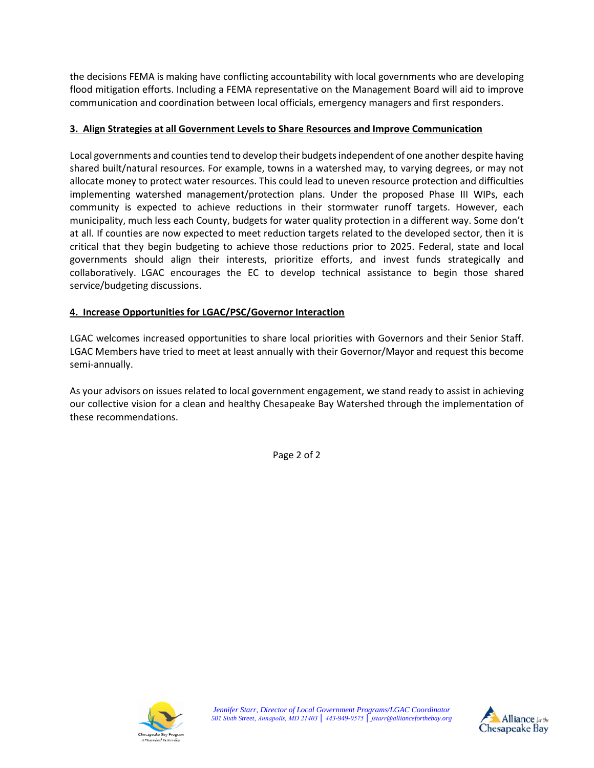the decisions FEMA is making have conflicting accountability with local governments who are developing flood mitigation efforts. Including a FEMA representative on the Management Board will aid to improve communication and coordination between local officials, emergency managers and first responders.

**3. Align Strategies at all Government Levels to Share Resources and Improve Communication**

Local governments and counties tend to develop their budgets independent of one another despite having shared built/natural resources. For example, towns in a watershed may, to varying degrees, or may not allocate money to protect water resources. This could lead to uneven resource protection and difficulties implementing watershed management/protection plans. Under the proposed Phase III WIPs, each community is expected to achieve reductions in their stormwater runoff targets. However, each municipality, much less each County, budgets for water quality protection in a different way. Some don't at all. If counties are now expected to meet reduction targets related to the developed sector, then it is critical that they begin budgeting to achieve those reductions prior to 2025. Federal, state and local governments should align their interests, prioritize efforts, and invest funds strategically and collaboratively. LGAC encourages the EC to develop technical assistance to begin those shared service/budgeting discussions.

**4. Increase Opportunities for LGAC/PSC/Governor Interaction**

LGAC welcomes increased opportunities to share local priorities with Governors and their Senior Staff. LGAC Members have tried to meet at least annually with their Governor/Mayor and request this become semi-annually.

As your advisors on issues related to local government engagement, we stand ready to assist in achieving our collective vision for a clean and healthy Chesapeake Bay Watershed through the implementation of these recommendations.

*Jennifer Starr, Director of Local Government Programs/LGAC Coordinator*
*501 Sixth Street, Annapolis, MD 21403 | 443-949-0575 | jstarr@allianceforthebay.org*